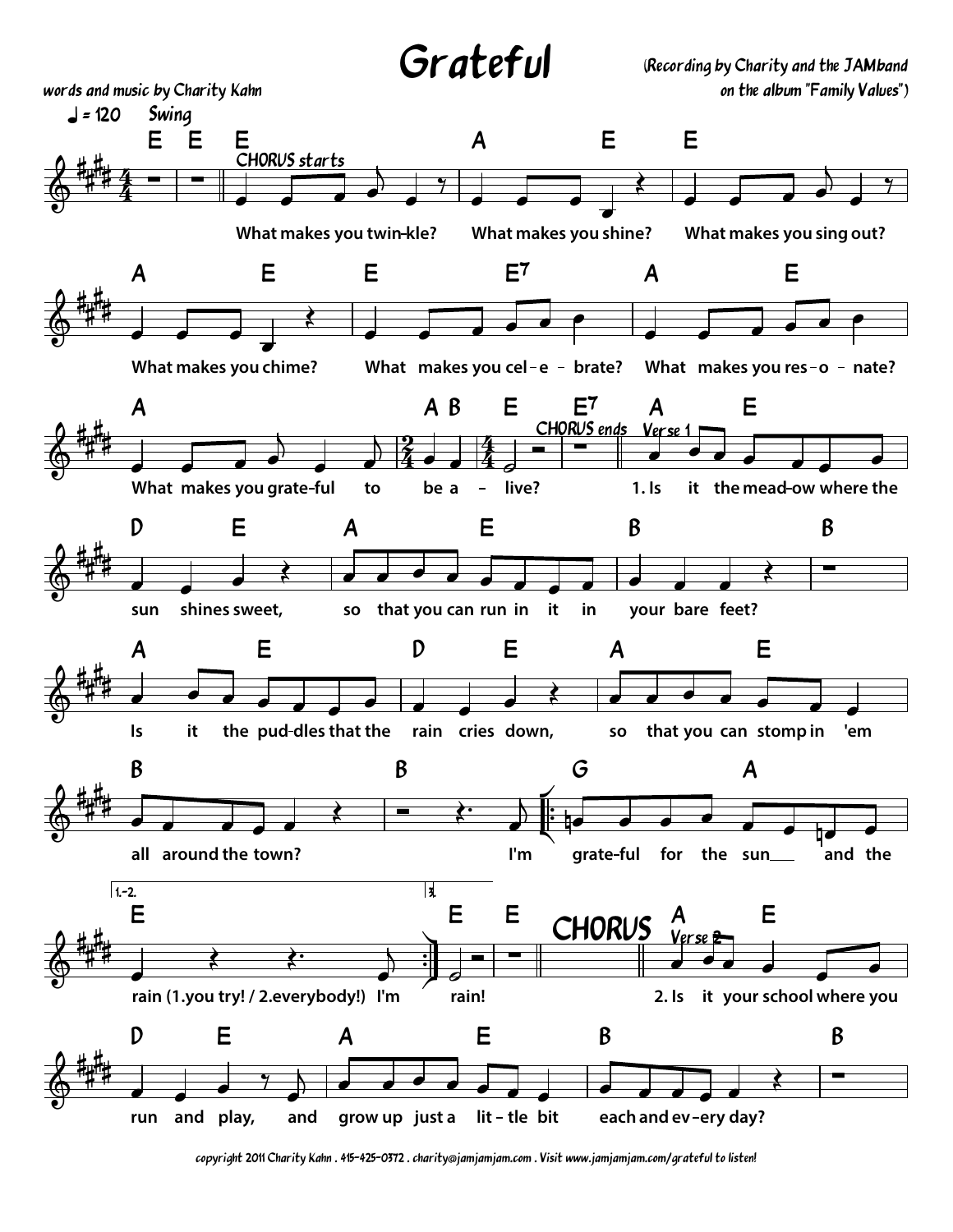# Grateful

(Recording by Charity and the JAMband on the album "Family Values")

words and music by Charity Kahn

♩= 120 Swing

CHORUS starts

What makes you twin-kle? What makes you shine? What makes you sing out?

What makes you chime? What makes you cel - e - brate? What makes you res - o - nate?

What makes you grate-ful to be a - live?

CHORUS ends

Verse 1

1. Is it the mead-ow where the sun shines sweet, so that you can run in it in your bare feet?

Is it the pud-dles that the rain cries down, so that you can stomp in 'em all around the town?

I'm grate-ful for the sun and the

1.-2. rain (1.you try! / 2.everybody!) I'm

3. rain!

CHORUS

Verse 2

2. Is it your school where you run and play, and grow up just a lit - tle bit each and ev - ery day?

copyright 2011 Charity Kahn . 415-425-0372 . charity@jamjamjam.com . Visit www.jamjamjam.com/grateful to listen!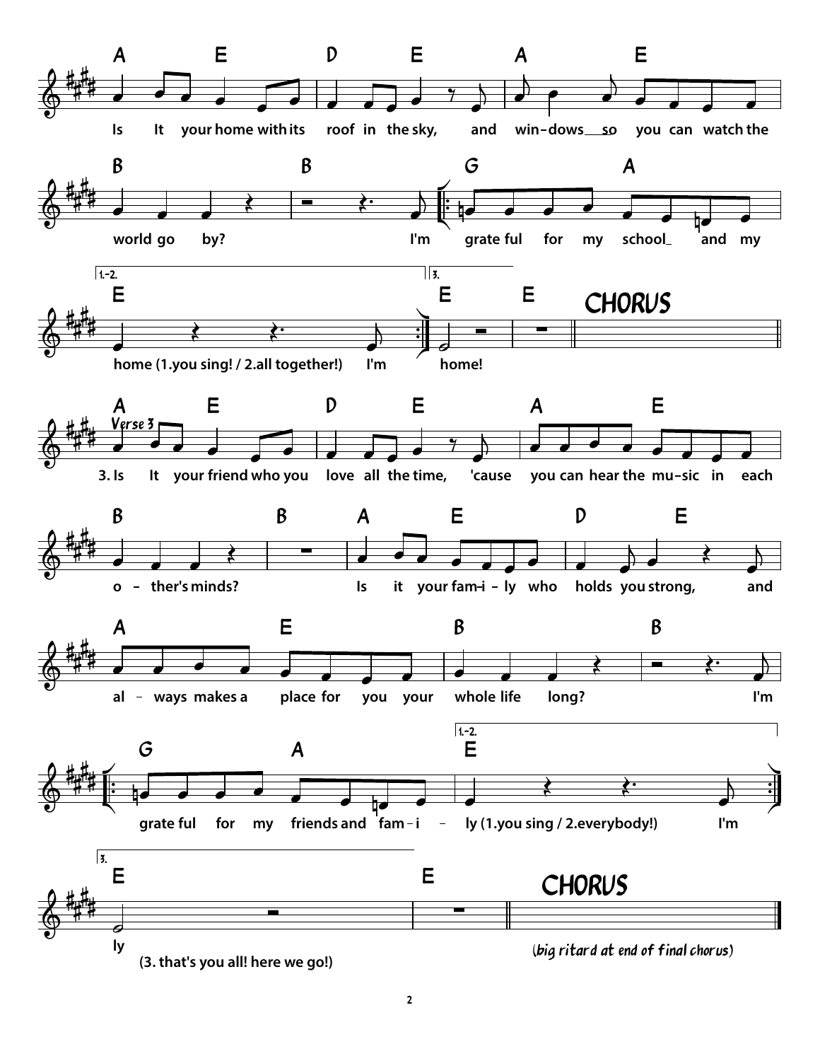A E D E A E

Is It your home with its roof in the sky, and win-dows so you can watch the

B B G A

world go by? I'm grate ful for my school and my

1.-2.

E

home (1.you sing! / 2.all together!) I'm

3.

E E

home!

**CHORUS**

A E D E A E

*Verse 3*

3. Is It your friend who you love all the time, 'cause you can hear the mu-sic in each

B B A E D E

o - ther's minds? Is it your fam-i - ly who holds you strong, and

A E B B

al - ways makes a place for you your whole life long? I'm

G A

grate ful for my friends and fam - i -

1.-2.

E

ly (1.you sing / 2.everybody!) I'm

3.

E E

ly

(3. that's you all! here we go!)

**CHORUS**

*(big ritard at end of final chorus)*